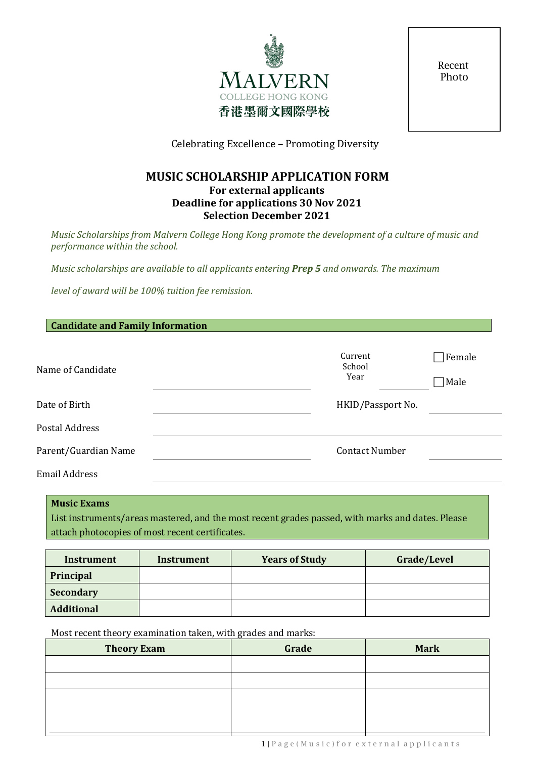MALVERN
COLLEGE HONG KONG
香港墨爾文國際學校

Recent Photo

Celebrating Excellence – Promoting Diversity

# MUSIC SCHOLARSHIP APPLICATION FORM

**For external applicants**
**Deadline for applications 30 Nov 2021**
**Selection December 2021**

*Music Scholarships from Malvern College Hong Kong promote the development of a culture of music and performance within the school.*

*Music scholarships are available to all applicants entering **Prep 5** and onwards. The maximum level of award will be 100% tuition fee remission.*

## Candidate and Family Information

Name of Candidate ______________________ Current School Year __________ ☐ Female ☐ Male

Date of Birth ______________________ HKID/Passport No. __________

Postal Address ______________________

Parent/Guardian Name ______________________ Contact Number __________

Email Address ______________________

## Music Exams

List instruments/areas mastered, and the most recent grades passed, with marks and dates. Please attach photocopies of most recent certificates.

| Instrument | Instrument | Years of Study | Grade/Level |
|---|---|---|---|
| **Principal** | | | |
| **Secondary** | | | |
| **Additional** | | | |

Most recent theory examination taken, with grades and marks:

| Theory Exam | Grade | Mark |
|---|---|---|
| | | |
| | | |
| | | |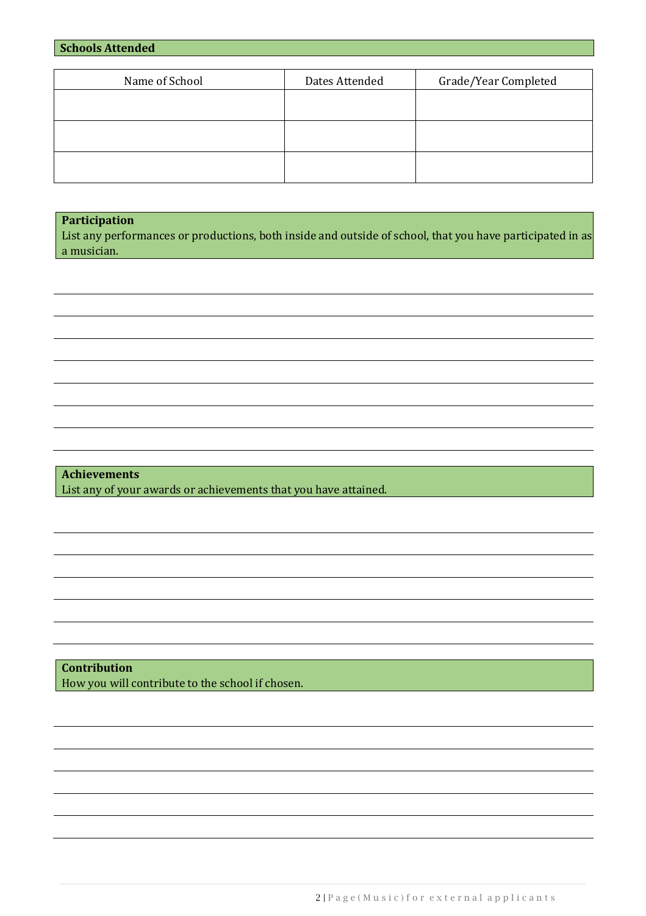## Schools Attended

| Name of School | Dates Attended | Grade/Year Completed |
| --- | --- | --- |
| | | |
| | | |
| | | |

## Participation

List any performances or productions, both inside and outside of school, that you have participated in as a musician.

## Achievements

List any of your awards or achievements that you have attained.

## Contribution

How you will contribute to the school if chosen.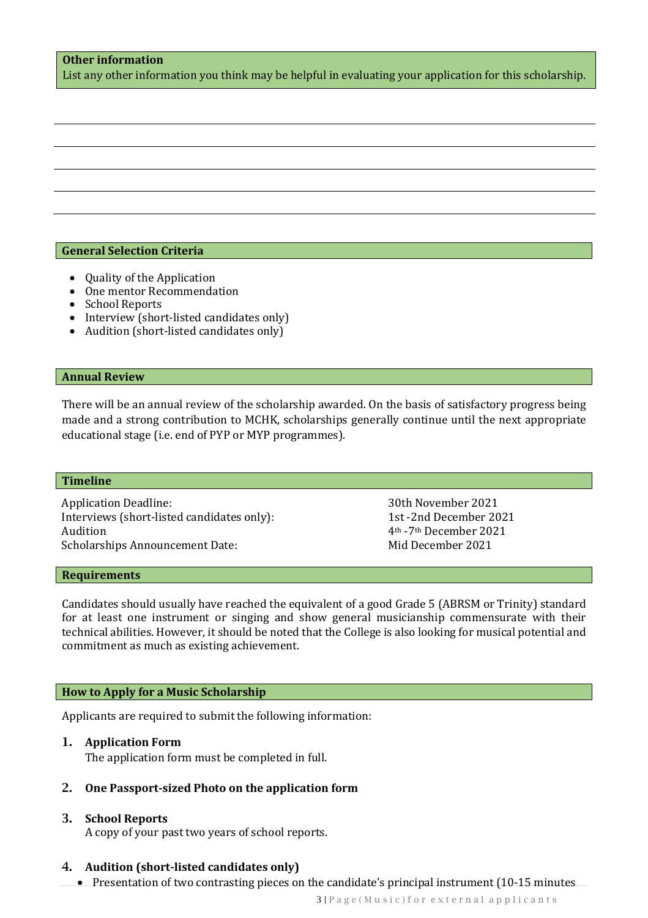### Other information

List any other information you think may be helpful in evaluating your application for this scholarship.

### General Selection Criteria

- Quality of the Application
- One mentor Recommendation
- School Reports
- Interview (short-listed candidates only)
- Audition (short-listed candidates only)

### Annual Review

There will be an annual review of the scholarship awarded. On the basis of satisfactory progress being made and a strong contribution to MCHK, scholarships generally continue until the next appropriate educational stage (i.e. end of PYP or MYP programmes).

### Timeline

| | |
|---|---|
| Application Deadline: | 30th November 2021 |
| Interviews (short-listed candidates only): | 1st -2nd December 2021 |
| Audition | 4th -7th December 2021 |
| Scholarships Announcement Date: | Mid December 2021 |

### Requirements

Candidates should usually have reached the equivalent of a good Grade 5 (ABRSM or Trinity) standard for at least one instrument or singing and show general musicianship commensurate with their technical abilities. However, it should be noted that the College is also looking for musical potential and commitment as much as existing achievement.

### How to Apply for a Music Scholarship

Applicants are required to submit the following information:

1. **Application Form**
   The application form must be completed in full.

2. **One Passport-sized Photo on the application form**

3. **School Reports**
   A copy of your past two years of school reports.

4. **Audition (short-listed candidates only)**
   - Presentation of two contrasting pieces on the candidate's principal instrument (10-15 minutes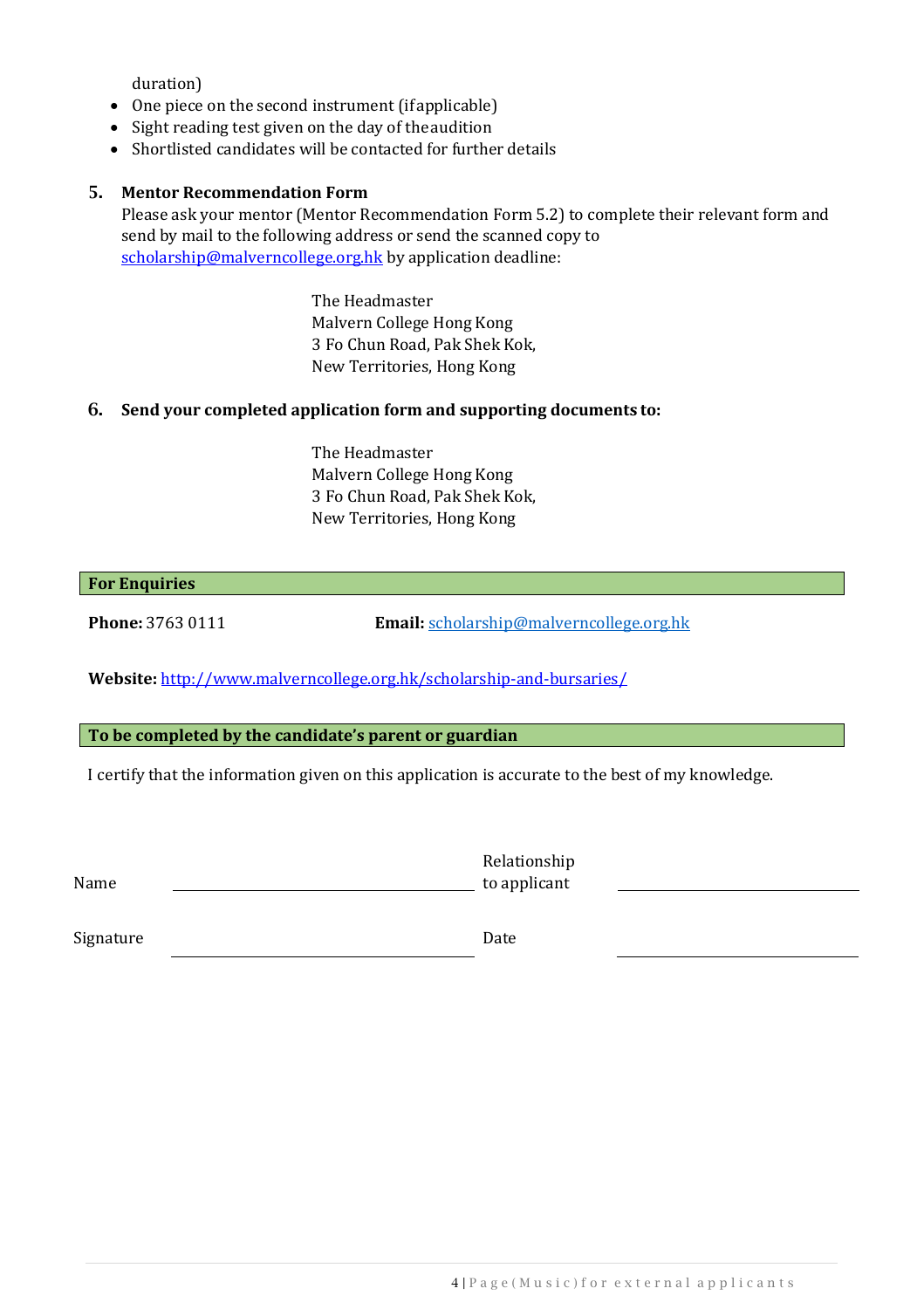duration)

- One piece on the second instrument (if applicable)
- Sight reading test given on the day of the audition
- Shortlisted candidates will be contacted for further details

**5. Mentor Recommendation Form**

Please ask your mentor (Mentor Recommendation Form 5.2) to complete their relevant form and send by mail to the following address or send the scanned copy to scholarship@malverncollege.org.hk by application deadline:

The Headmaster
Malvern College Hong Kong
3 Fo Chun Road, Pak Shek Kok,
New Territories, Hong Kong

**6. Send your completed application form and supporting documents to:**

The Headmaster
Malvern College Hong Kong
3 Fo Chun Road, Pak Shek Kok,
New Territories, Hong Kong

**For Enquiries**

**Phone:** 3763 0111 **Email:** scholarship@malverncollege.org.hk

**Website:** http://www.malverncollege.org.hk/scholarship-and-bursaries/

**To be completed by the candidate's parent or guardian**

I certify that the information given on this application is accurate to the best of my knowledge.

Name \_\_\_\_\_\_\_\_\_\_\_\_\_\_\_\_\_\_\_\_ Relationship to applicant \_\_\_\_\_\_\_\_\_\_\_\_\_\_\_\_\_\_\_\_

Signature \_\_\_\_\_\_\_\_\_\_\_\_\_\_\_\_\_\_\_\_ Date \_\_\_\_\_\_\_\_\_\_\_\_\_\_\_\_\_\_\_\_